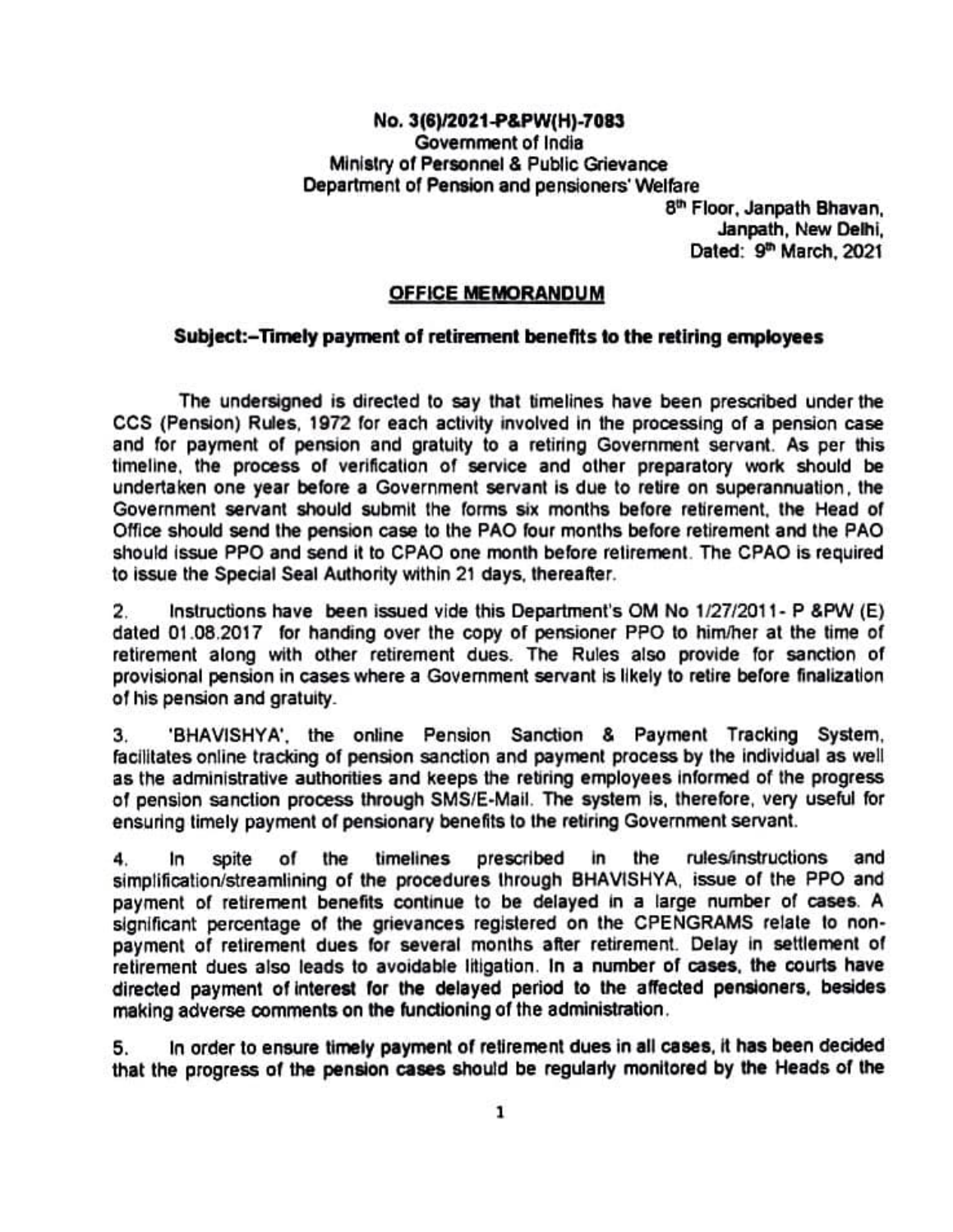**No. 3(6)/2021-P&PW(H)-7083**
**Government of India**
**Ministry of Personnel & Public Grievance**
**Department of Pension and pensioners' Welfare**

8th Floor, Janpath Bhavan,
Janpath, New Delhi,
Dated: 9th March, 2021

## OFFICE MEMORANDUM

**Subject:–Timely payment of retirement benefits to the retiring employees**

The undersigned is directed to say that timelines have been prescribed under the CCS (Pension) Rules, 1972 for each activity involved in the processing of a pension case and for payment of pension and gratuity to a retiring Government servant. As per this timeline, the process of verification of service and other preparatory work should be undertaken one year before a Government servant is due to retire on superannuation, the Government servant should submit the forms six months before retirement, the Head of Office should send the pension case to the PAO four months before retirement and the PAO should issue PPO and send it to CPAO one month before retirement. The CPAO is required to issue the Special Seal Authority within 21 days, thereafter.

2. Instructions have been issued vide this Department's OM No 1/27/2011- P &PW (E) dated 01.08.2017 for handing over the copy of pensioner PPO to him/her at the time of retirement along with other retirement dues. The Rules also provide for sanction of provisional pension in cases where a Government servant is likely to retire before finalization of his pension and gratuity.

3. 'BHAVISHYA', the online Pension Sanction & Payment Tracking System, facilitates online tracking of pension sanction and payment process by the individual as well as the administrative authorities and keeps the retiring employees informed of the progress of pension sanction process through SMS/E-Mail. The system is, therefore, very useful for ensuring timely payment of pensionary benefits to the retiring Government servant.

4. In spite of the timelines prescribed in the rules/instructions and simplification/streamlining of the procedures through BHAVISHYA, issue of the PPO and payment of retirement benefits continue to be delayed in a large number of cases. A significant percentage of the grievances registered on the CPENGRAMS relate to non-payment of retirement dues for several months after retirement. Delay in settlement of retirement dues also leads to avoidable litigation. In a number of cases, the courts have directed payment of interest for the delayed period to the affected pensioners, besides making adverse comments on the functioning of the administration.

5. In order to ensure timely payment of retirement dues in all cases, it has been decided that the progress of the pension cases should be regularly monitored by the Heads of the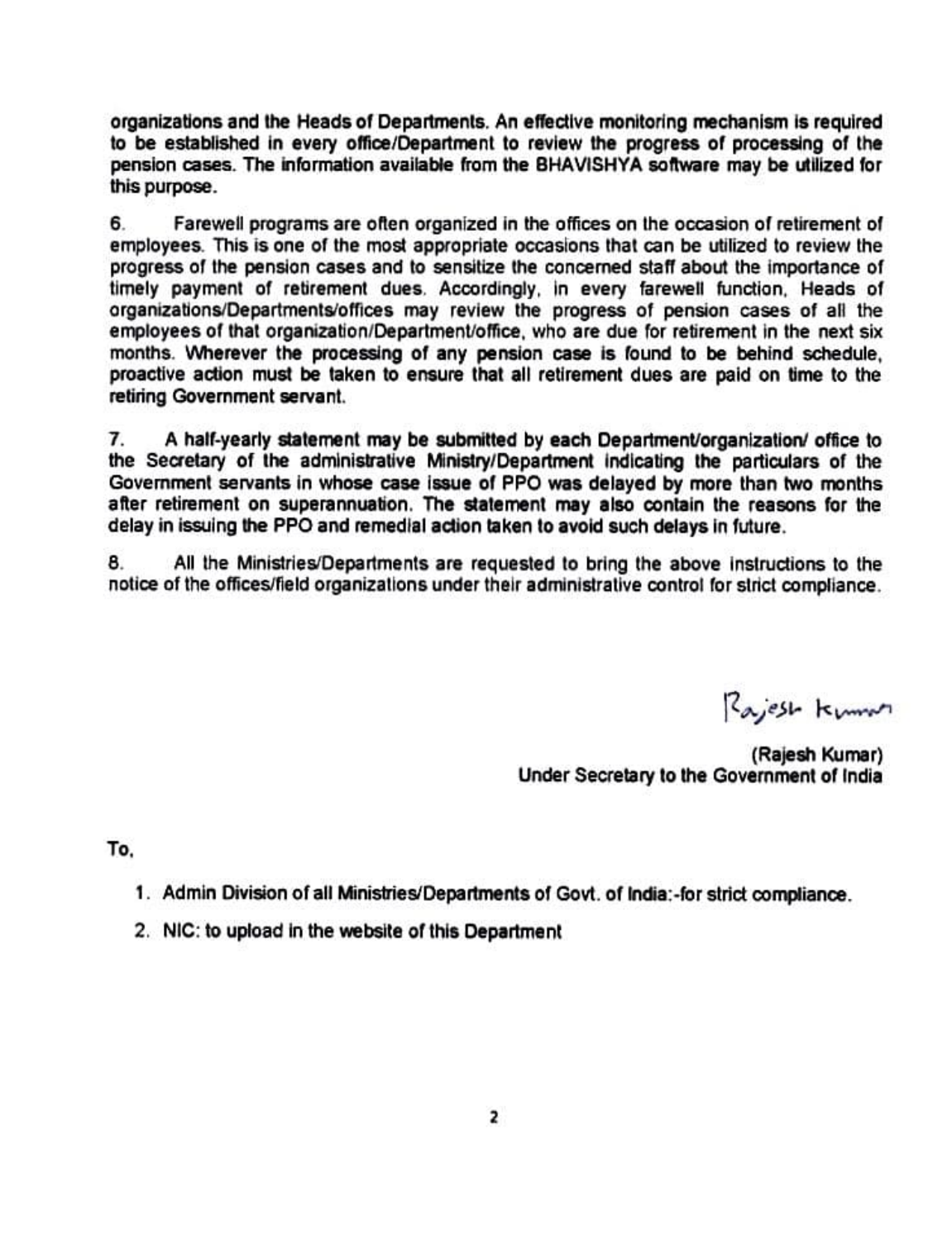organizations and the Heads of Departments. An effective monitoring mechanism is required to be established in every office/Department to review the progress of processing of the pension cases. The information available from the BHAVISHYA software may be utilized for this purpose.

6. Farewell programs are often organized in the offices on the occasion of retirement of employees. This is one of the most appropriate occasions that can be utilized to review the progress of the pension cases and to sensitize the concerned staff about the importance of timely payment of retirement dues. Accordingly, in every farewell function, Heads of organizations/Departments/offices may review the progress of pension cases of all the employees of that organization/Department/office, who are due for retirement in the next six months. Wherever the processing of any pension case is found to be behind schedule, proactive action must be taken to ensure that all retirement dues are paid on time to the retiring Government servant.

7. A half-yearly statement may be submitted by each Department/organization/ office to the Secretary of the administrative Ministry/Department indicating the particulars of the Government servants in whose case issue of PPO was delayed by more than two months after retirement on superannuation. The statement may also contain the reasons for the delay in issuing the PPO and remedial action taken to avoid such delays in future.

8. All the Ministries/Departments are requested to bring the above instructions to the notice of the offices/field organizations under their administrative control for strict compliance.

Rajesh Kumar

(Rajesh Kumar)
Under Secretary to the Government of India

To,

1. Admin Division of all Ministries/Departments of Govt. of India:-for strict compliance.
2. NIC: to upload in the website of this Department